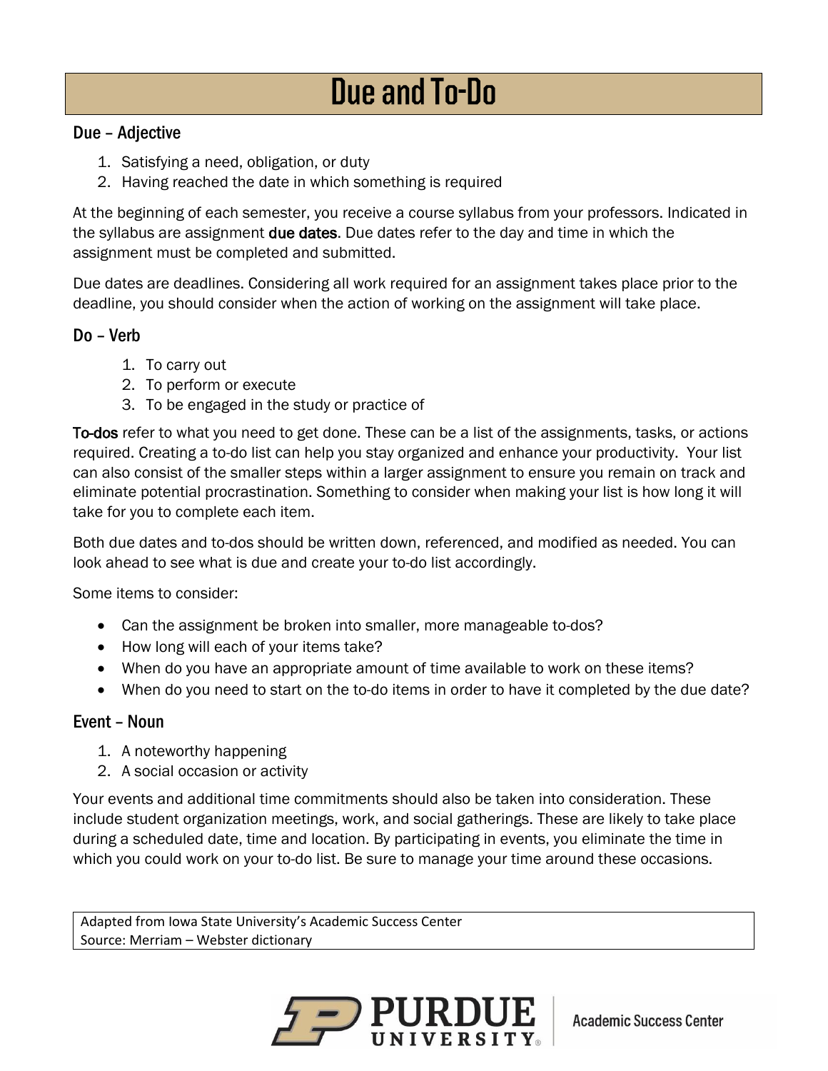# Due and To-Do

## Due – Adjective

1. Satisfying a need, obligation, or duty
2. Having reached the date in which something is required

At the beginning of each semester, you receive a course syllabus from your professors. Indicated in the syllabus are assignment **due dates**. Due dates refer to the day and time in which the assignment must be completed and submitted.

Due dates are deadlines. Considering all work required for an assignment takes place prior to the deadline, you should consider when the action of working on the assignment will take place.

## Do – Verb

1. To carry out
2. To perform or execute
3. To be engaged in the study or practice of

**To-dos** refer to what you need to get done. These can be a list of the assignments, tasks, or actions required. Creating a to-do list can help you stay organized and enhance your productivity. Your list can also consist of the smaller steps within a larger assignment to ensure you remain on track and eliminate potential procrastination. Something to consider when making your list is how long it will take for you to complete each item.

Both due dates and to-dos should be written down, referenced, and modified as needed. You can look ahead to see what is due and create your to-do list accordingly.

Some items to consider:

- Can the assignment be broken into smaller, more manageable to-dos?
- How long will each of your items take?
- When do you have an appropriate amount of time available to work on these items?
- When do you need to start on the to-do items in order to have it completed by the due date?

## Event – Noun

1. A noteworthy happening
2. A social occasion or activity

Your events and additional time commitments should also be taken into consideration. These include student organization meetings, work, and social gatherings. These are likely to take place during a scheduled date, time and location. By participating in events, you eliminate the time in which you could work on your to-do list. Be sure to manage your time around these occasions.

Adapted from Iowa State University's Academic Success Center
Source: Merriam – Webster dictionary

Purdue University | Academic Success Center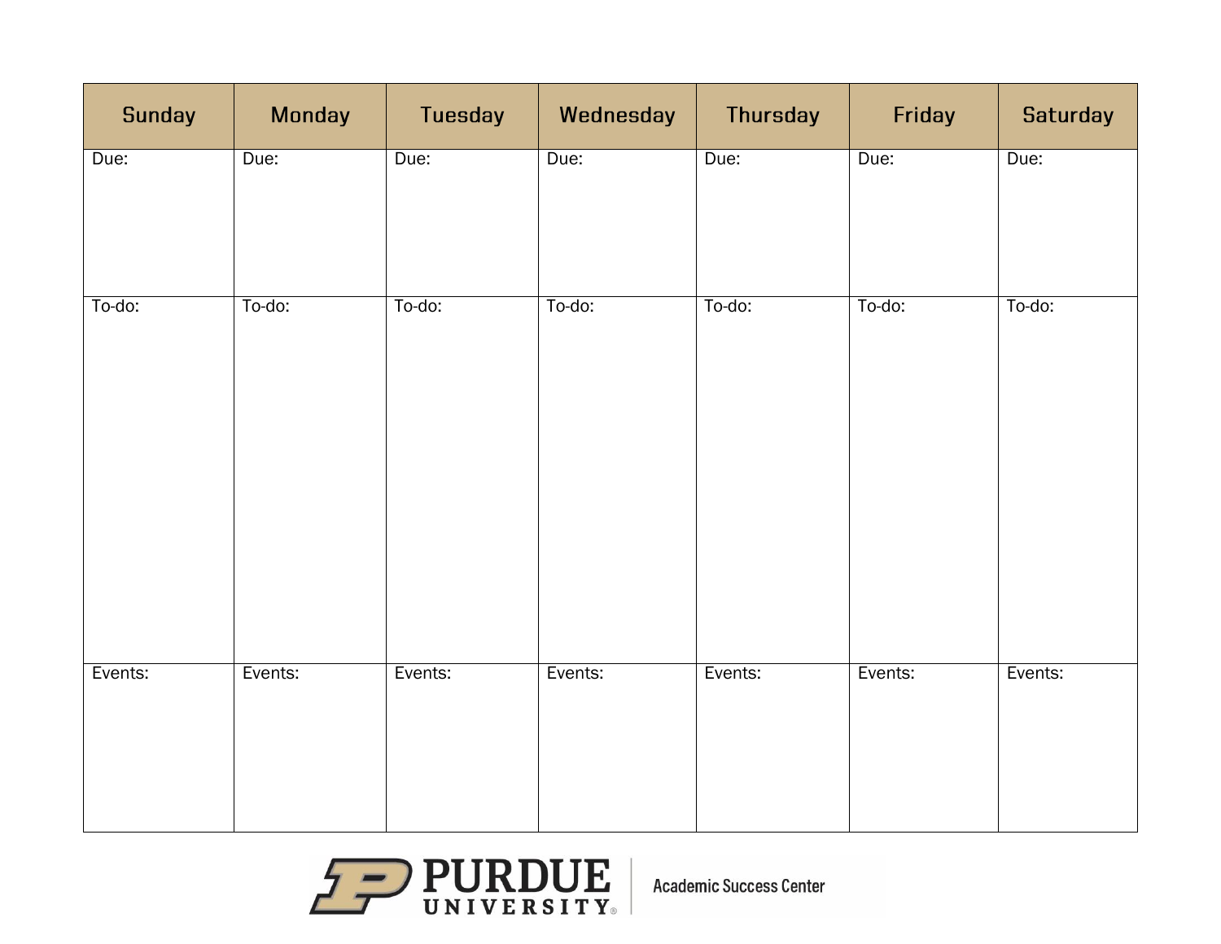| Sunday | Monday | Tuesday | Wednesday | Thursday | Friday | Saturday |
|---|---|---|---|---|---|---|
| Due: | Due: | Due: | Due: | Due: | Due: | Due: |
| To-do: | To-do: | To-do: | To-do: | To-do: | To-do: | To-do: |
| Events: | Events: | Events: | Events: | Events: | Events: | Events: |

PURDUE UNIVERSITY | Academic Success Center